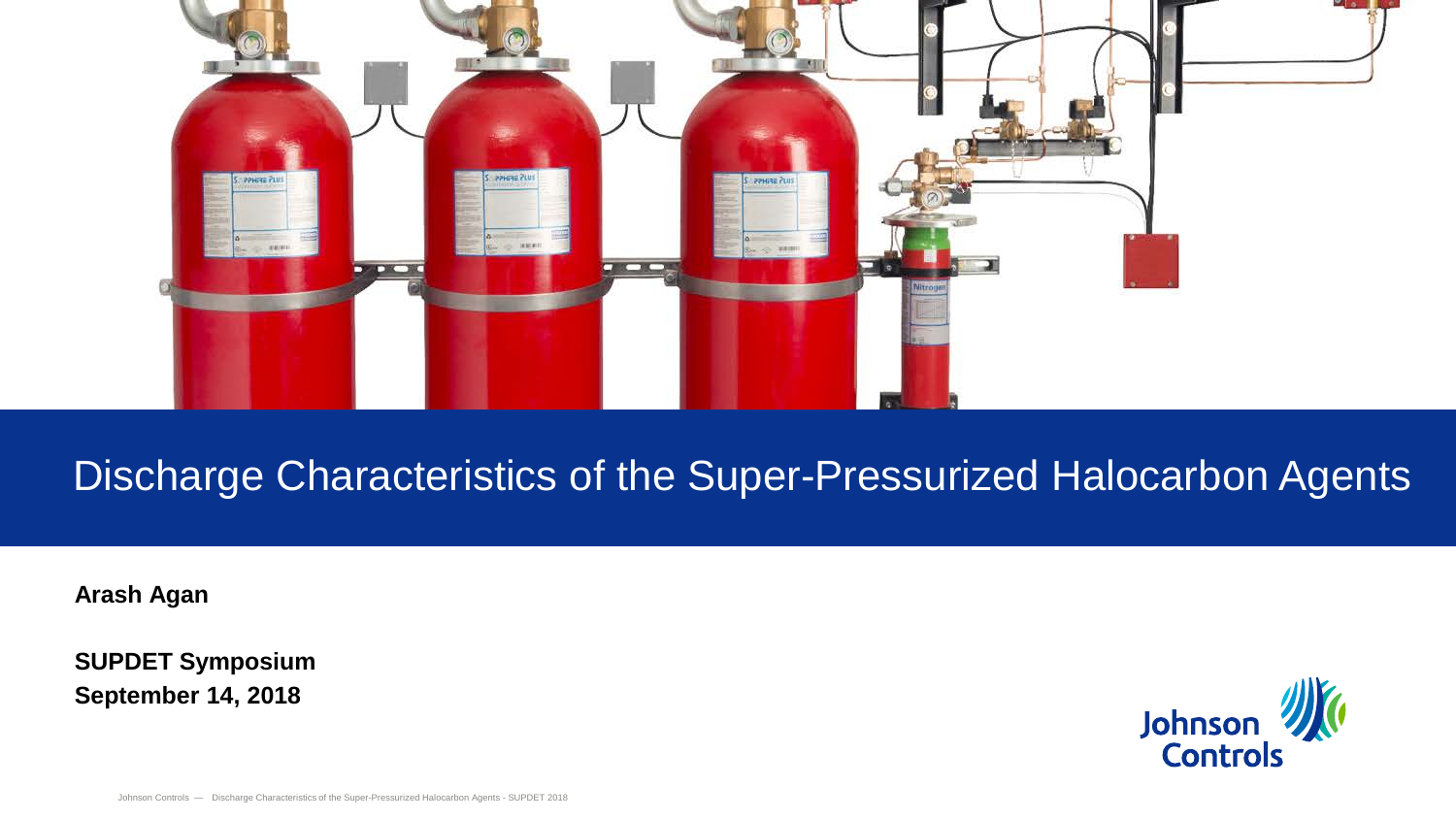# Discharge Characteristics of the Super-Pressurized Halocarbon Agents

**Arash Agan**

**SUPDET Symposium**
**September 14, 2018**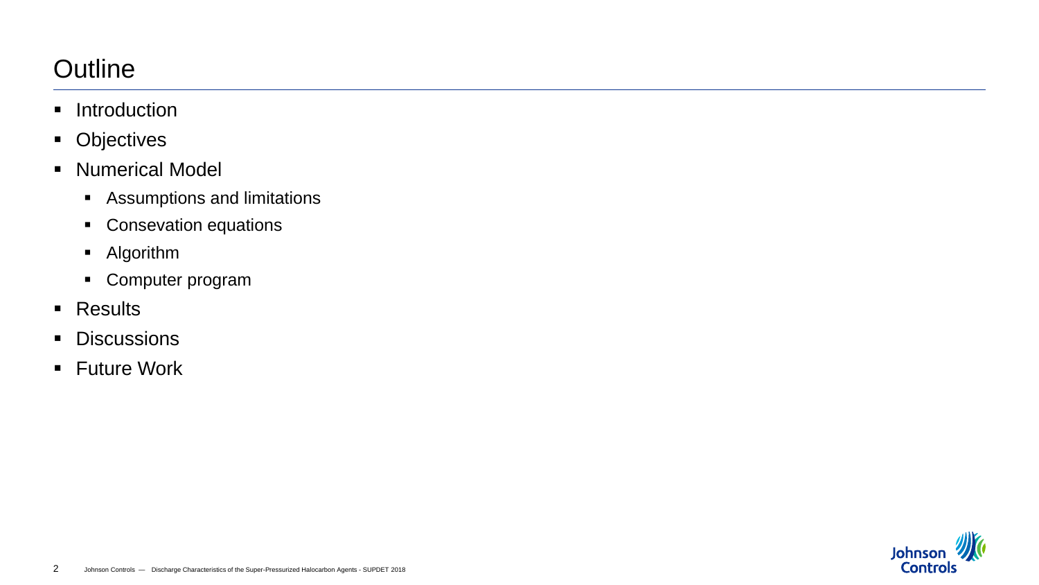# Outline

- Introduction
- Objectives
- Numerical Model
  - Assumptions and limitations
  - Consevation equations
  - Algorithm
  - Computer program
- Results
- Discussions
- Future Work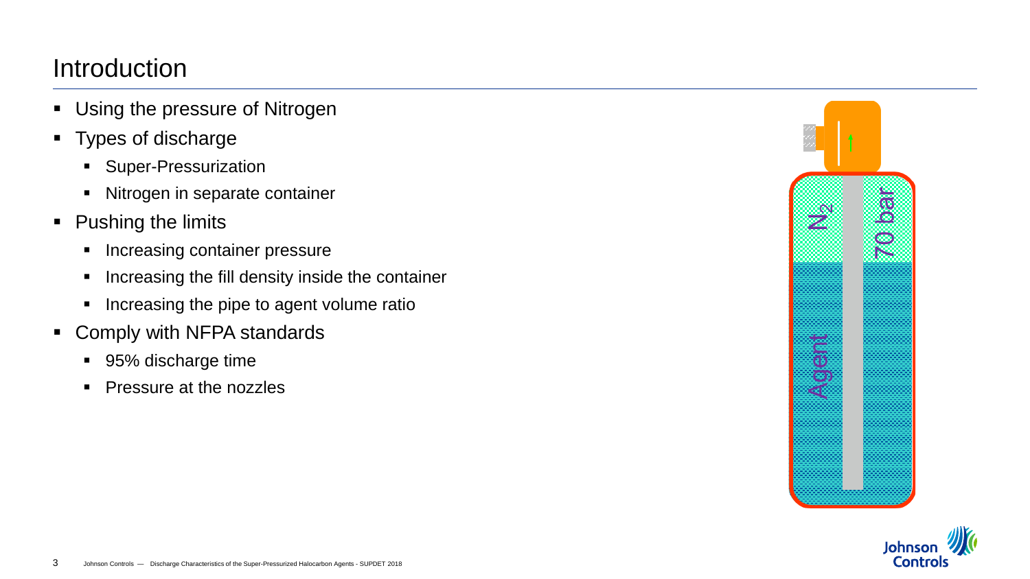# Introduction

- Using the pressure of Nitrogen
- Types of discharge
  - Super-Pressurization
  - Nitrogen in separate container
- Pushing the limits
  - Increasing container pressure
  - Increasing the fill density inside the container
  - Increasing the pipe to agent volume ratio
- Comply with NFPA standards
  - 95% discharge time
  - Pressure at the nozzles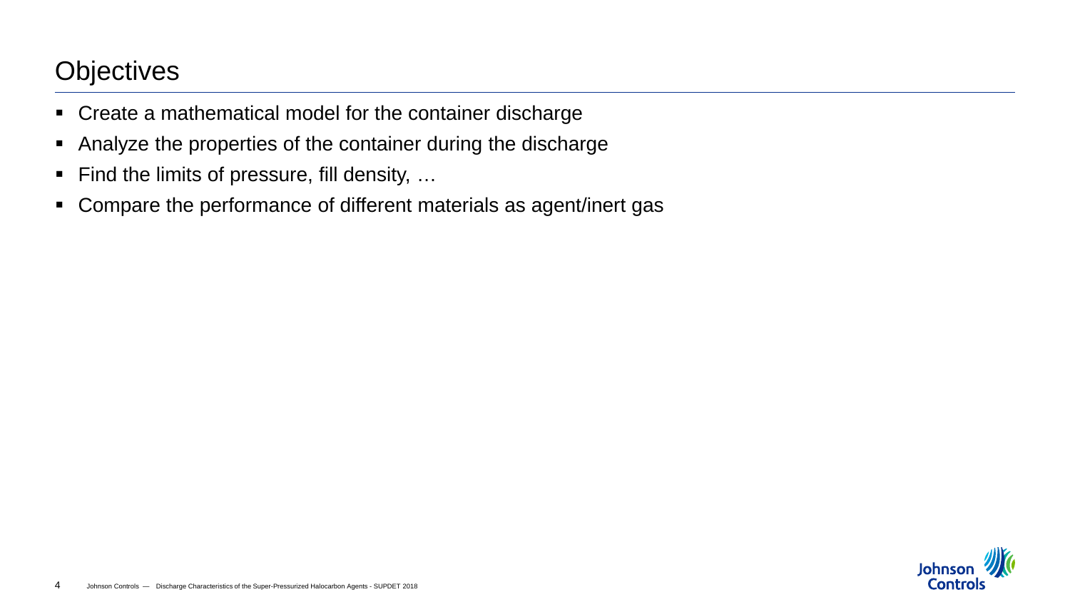# Objectives

- Create a mathematical model for the container discharge
- Analyze the properties of the container during the discharge
- Find the limits of pressure, fill density, …
- Compare the performance of different materials as agent/inert gas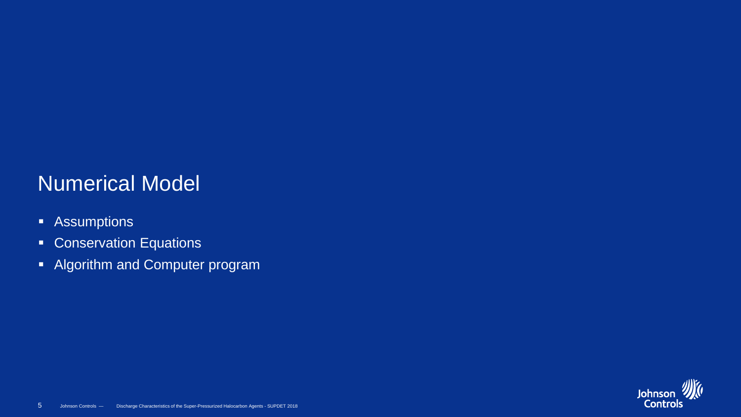# Numerical Model

- Assumptions
- Conservation Equations
- Algorithm and Computer program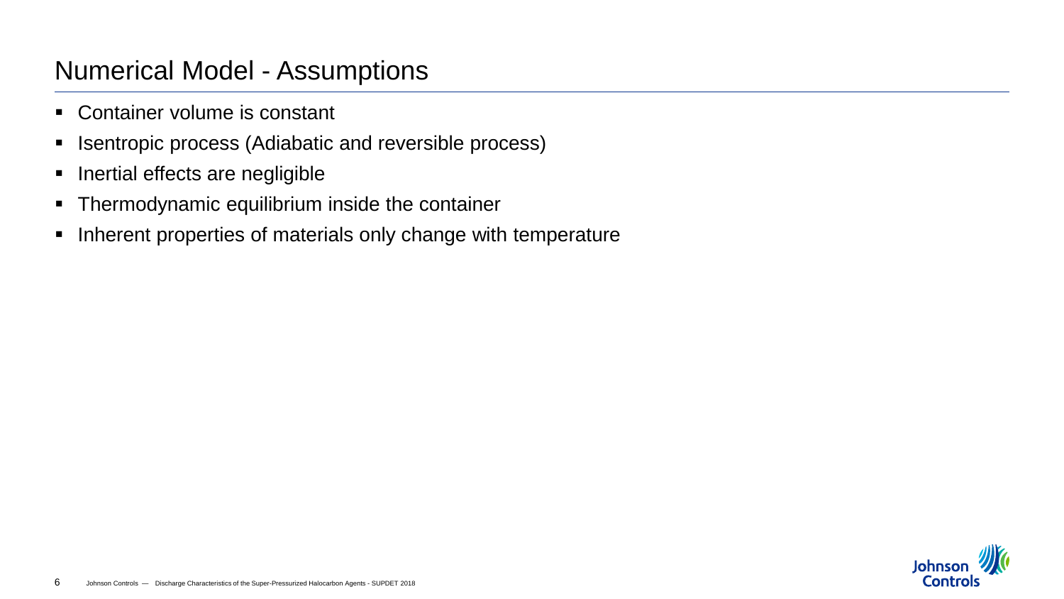# Numerical Model - Assumptions

- Container volume is constant
- Isentropic process (Adiabatic and reversible process)
- Inertial effects are negligible
- Thermodynamic equilibrium inside the container
- Inherent properties of materials only change with temperature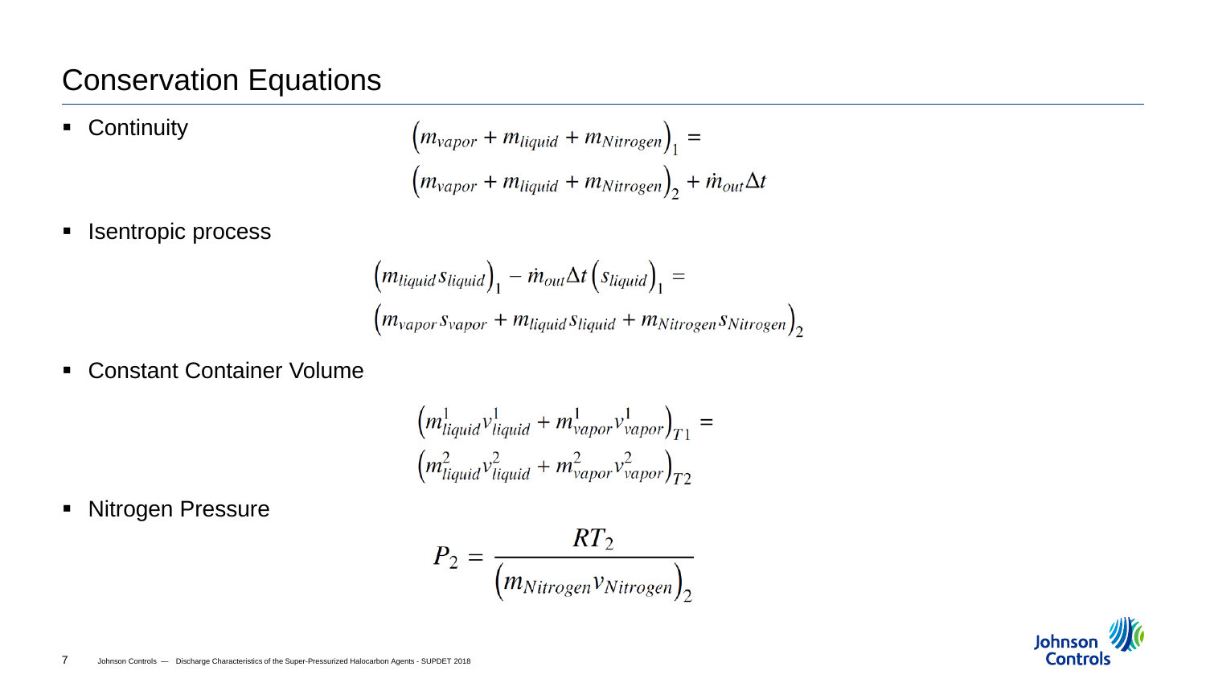# Conservation Equations

- Continuity

$$\left(m_{vapor} + m_{liquid} + m_{Nitrogen}\right)_1 = \left(m_{vapor} + m_{liquid} + m_{Nitrogen}\right)_2 + \dot{m}_{out}\Delta t$$

- Isentropic process

$$\left(m_{liquid}\, s_{liquid}\right)_1 - \dot{m}_{out}\Delta t \left(s_{liquid}\right)_1 = \left(m_{vapor}\, s_{vapor} + m_{liquid}\, s_{liquid} + m_{Nitrogen}\, s_{Nitrogen}\right)_2$$

- Constant Container Volume

$$\left(m^1_{liquid} v^1_{liquid} + m^1_{vapor} v^1_{vapor}\right)_{T1} = \left(m^2_{liquid} v^2_{liquid} + m^2_{vapor} v^2_{vapor}\right)_{T2}$$

- Nitrogen Pressure

$$P_2 = \frac{RT_2}{\left(m_{Nitrogen} v_{Nitrogen}\right)_2}$$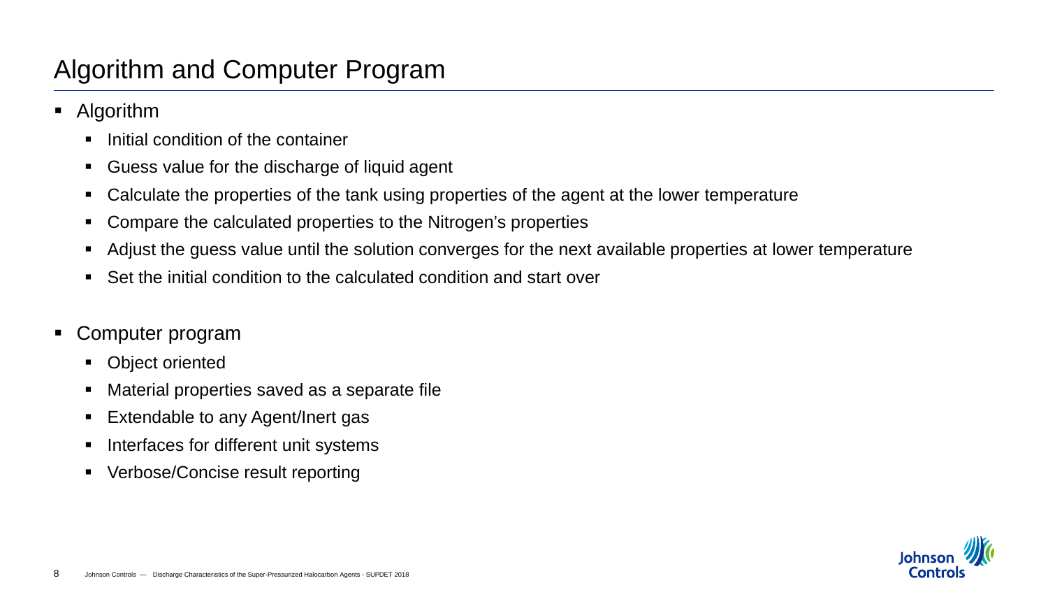# Algorithm and Computer Program

- Algorithm
  - Initial condition of the container
  - Guess value for the discharge of liquid agent
  - Calculate the properties of the tank using properties of the agent at the lower temperature
  - Compare the calculated properties to the Nitrogen's properties
  - Adjust the guess value until the solution converges for the next available properties at lower temperature
  - Set the initial condition to the calculated condition and start over

- Computer program
  - Object oriented
  - Material properties saved as a separate file
  - Extendable to any Agent/Inert gas
  - Interfaces for different unit systems
  - Verbose/Concise result reporting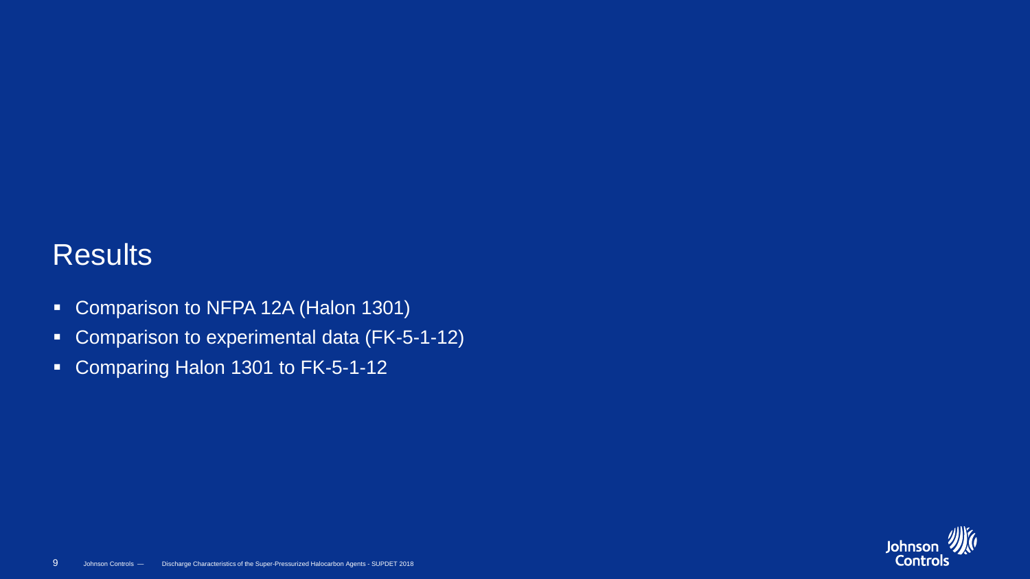# Results

- Comparison to NFPA 12A (Halon 1301)
- Comparison to experimental data (FK-5-1-12)
- Comparing Halon 1301 to FK-5-1-12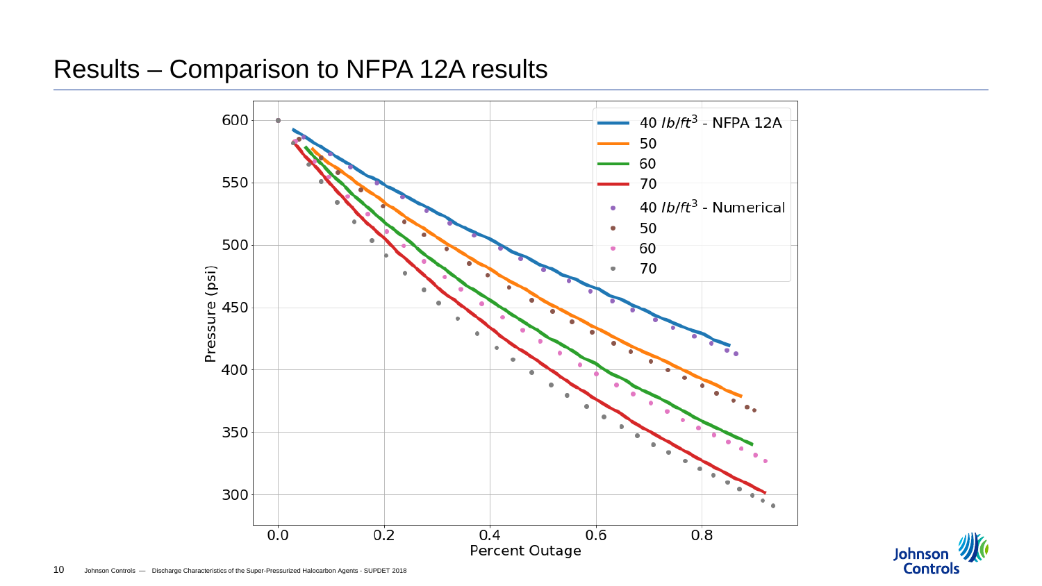# Results – Comparison to NFPA 12A results

Pressure (psi)

600
550
500
450
400
350
300

0.0 0.2 0.4 0.6 0.8

Percent Outage

40 $lb/ft^3$ - NFPA 12A
50
60
70
40 $lb/ft^3$ - Numerical
50
60
70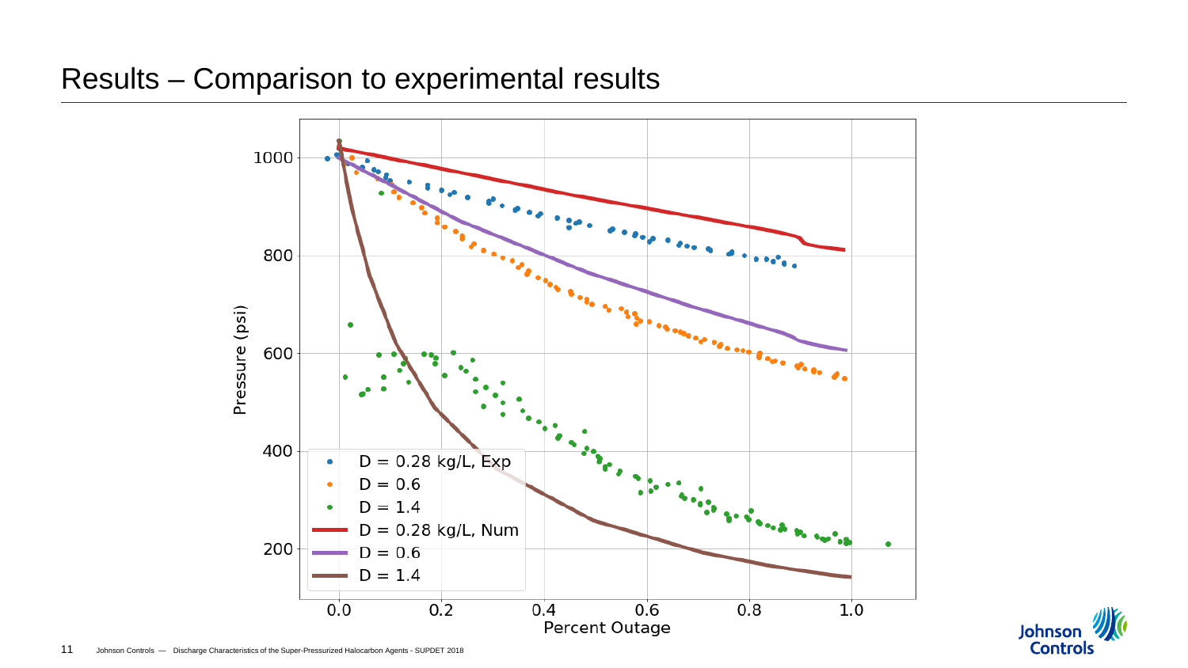# Results – Comparison to experimental results

Pressure (psi)

Percent Outage

- D = 0.28 kg/L, Exp
- D = 0.6
- D = 1.4
- D = 0.28 kg/L, Num
- D = 0.6
- D = 1.4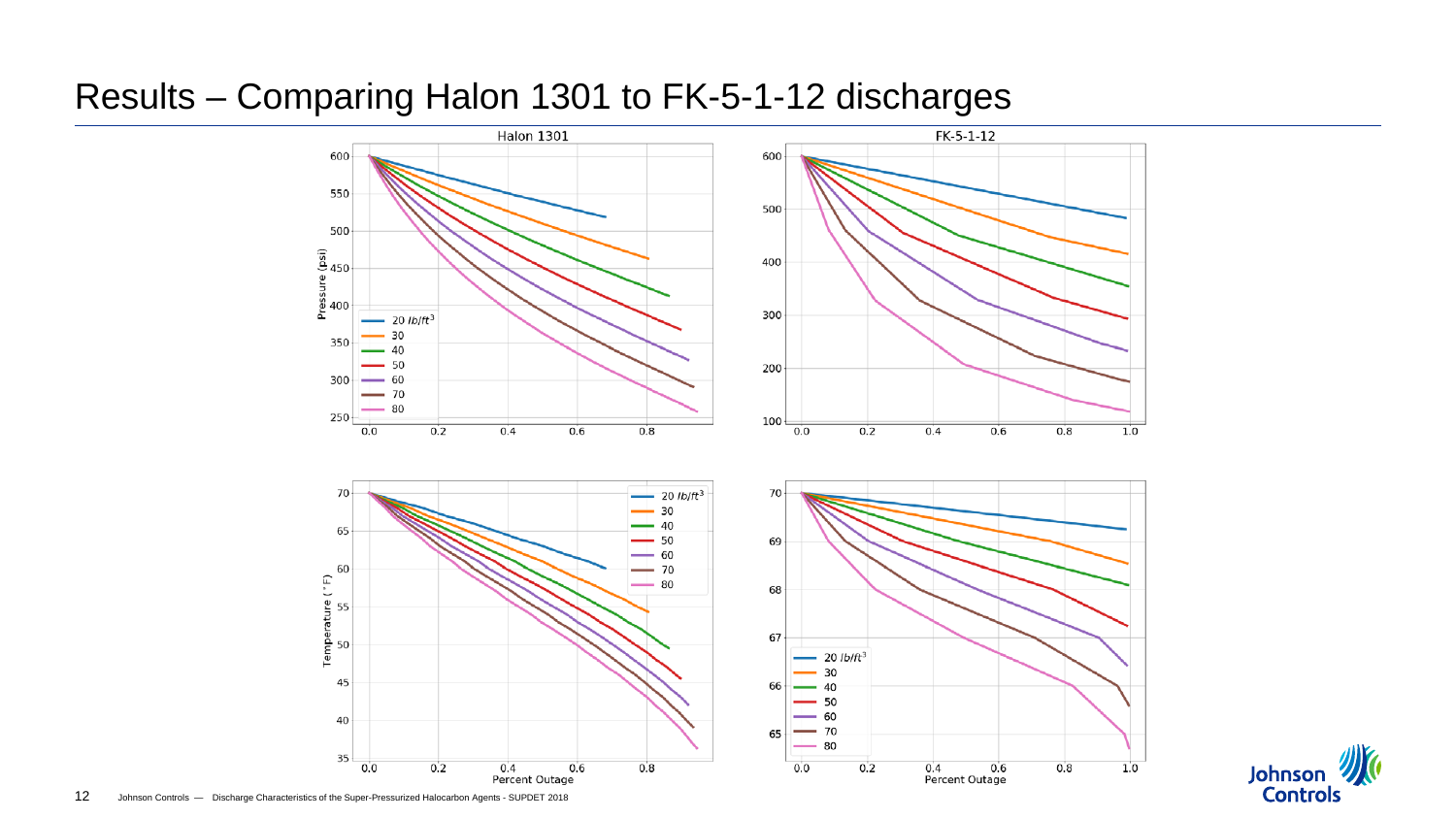# Results – Comparing Halon 1301 to FK-5-1-12 discharges

Halon 1301

FK-5-1-12

Pressure (psi)

Temperature (°F)

Percent Outage

20 $lb/ft^3$, 30, 40, 50, 60, 70, 80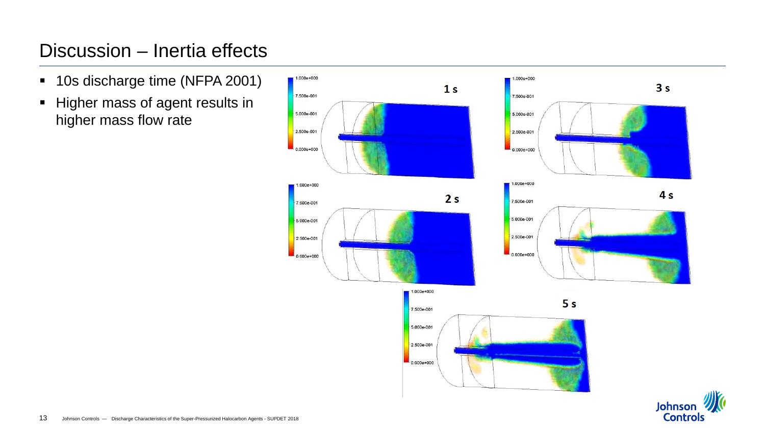# Discussion – Inertia effects

- 10s discharge time (NFPA 2001)
- Higher mass of agent results in higher mass flow rate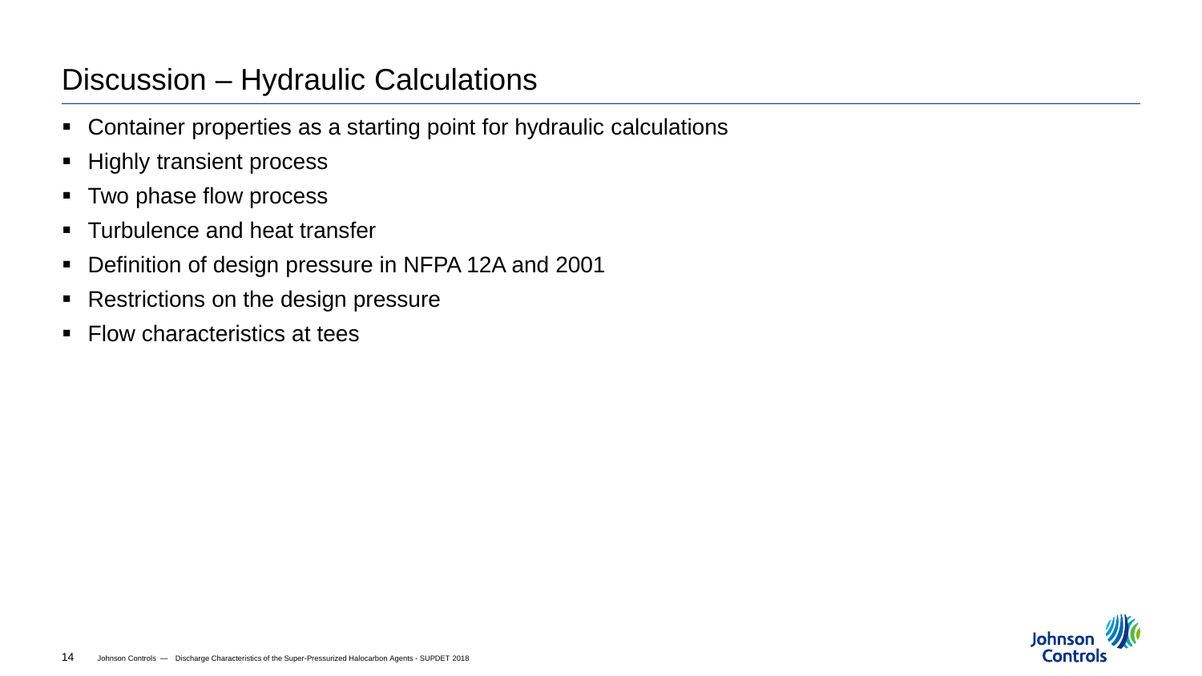# Discussion – Hydraulic Calculations

- Container properties as a starting point for hydraulic calculations
- Highly transient process
- Two phase flow process
- Turbulence and heat transfer
- Definition of design pressure in NFPA 12A and 2001
- Restrictions on the design pressure
- Flow characteristics at tees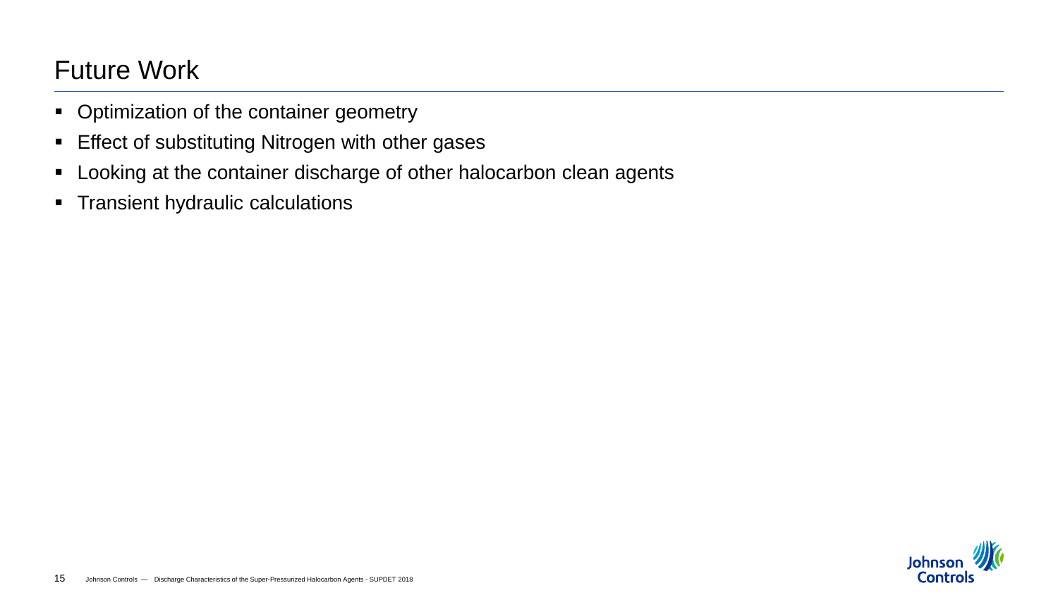# Future Work

- Optimization of the container geometry
- Effect of substituting Nitrogen with other gases
- Looking at the container discharge of other halocarbon clean agents
- Transient hydraulic calculations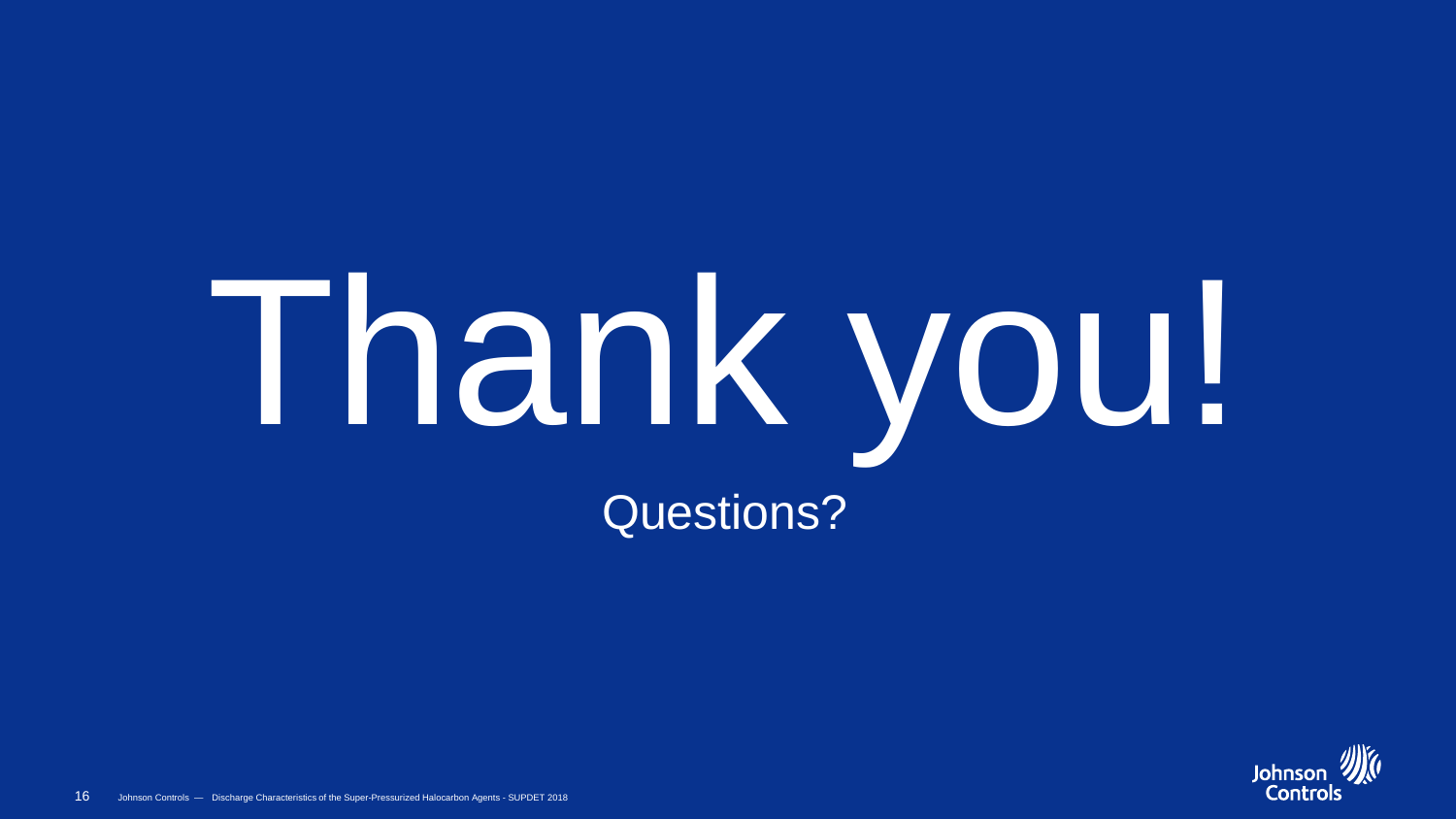# Thank you!

Questions?